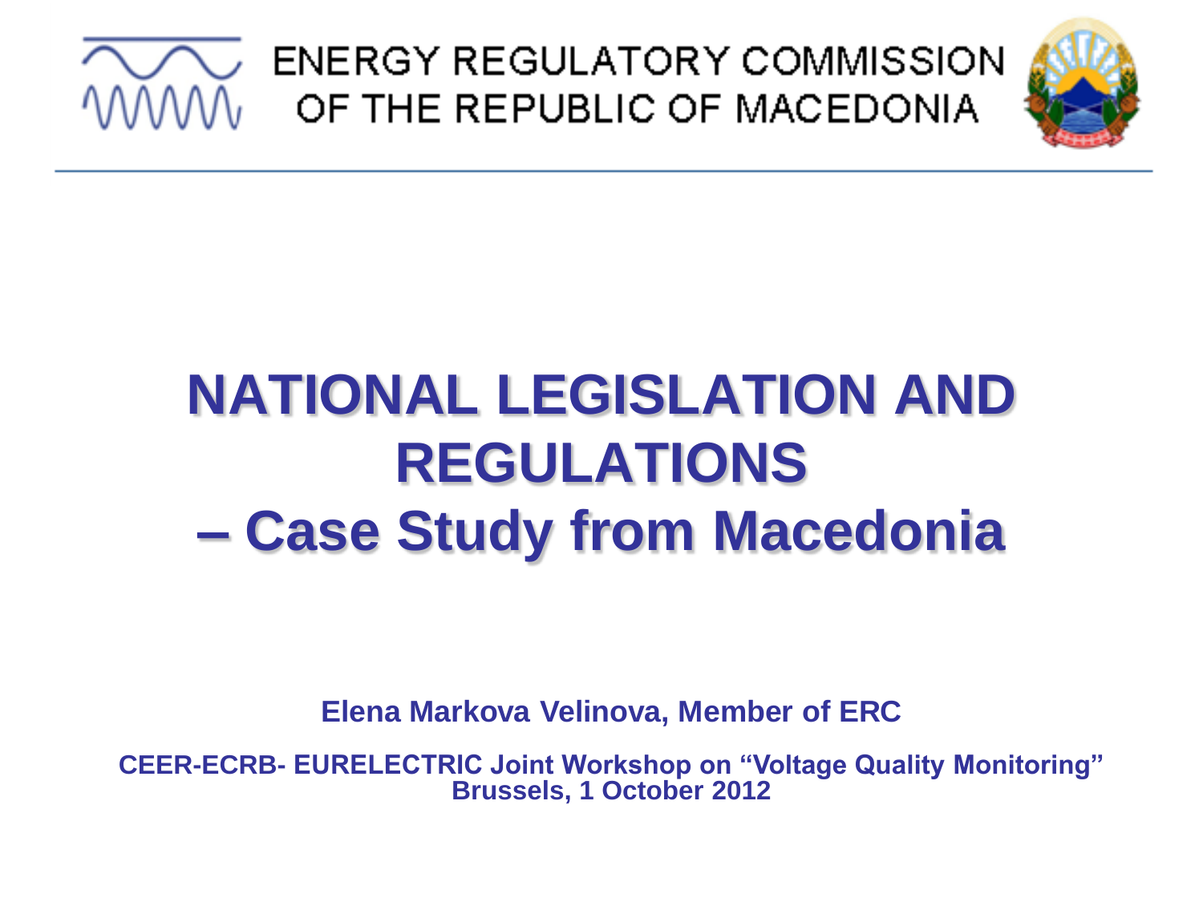ENERGY REGULATORY COMMISSION
OF THE REPUBLIC OF MACEDONIA

# NATIONAL LEGISLATION AND REGULATIONS – Case Study from Macedonia

**Elena Markova Velinova, Member of ERC**

**CEER-ECRB- EURELECTRIC Joint Workshop on "Voltage Quality Monitoring"**
**Brussels, 1 October 2012**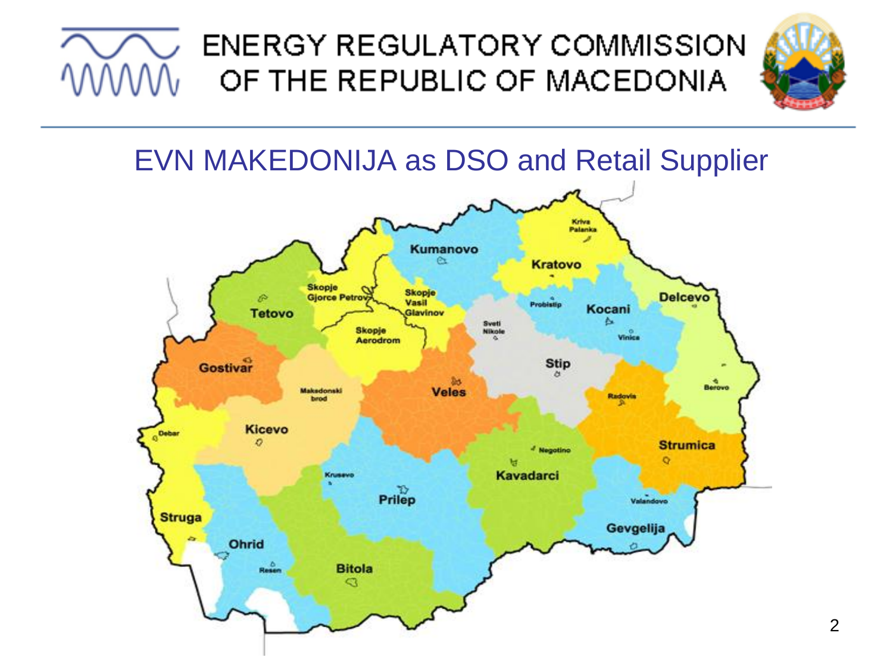# ENERGY REGULATORY COMMISSION OF THE REPUBLIC OF MACEDONIA

## EVN MAKEDONIJA as DSO and Retail Supplier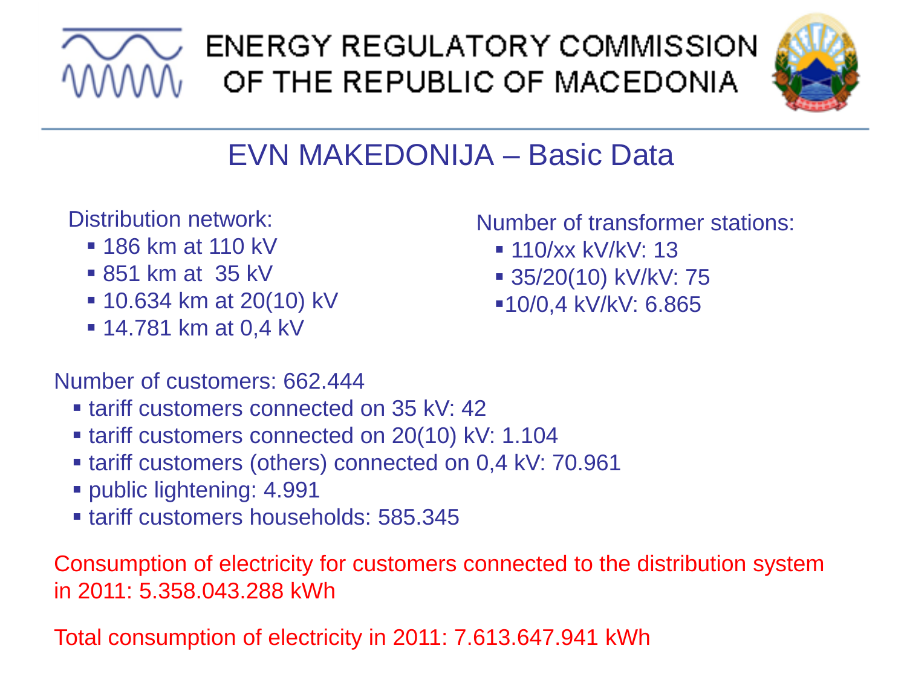# EVN MAKEDONIJA – Basic Data

Distribution network:

- 186 km at 110 kV
- 851 km at 35 kV
- 10.634 km at 20(10) kV
- 14.781 km at 0,4 kV

Number of transformer stations:

- 110/xx kV/kV: 13
- 35/20(10) kV/kV: 75
- 10/0,4 kV/kV: 6.865

Number of customers: 662.444

- tariff customers connected on 35 kV: 42
- tariff customers connected on 20(10) kV: 1.104
- tariff customers (others) connected on 0,4 kV: 70.961
- public lightening: 4.991
- tariff customers households: 585.345

Consumption of electricity for customers connected to the distribution system in 2011: 5.358.043.288 kWh

Total consumption of electricity in 2011: 7.613.647.941 kWh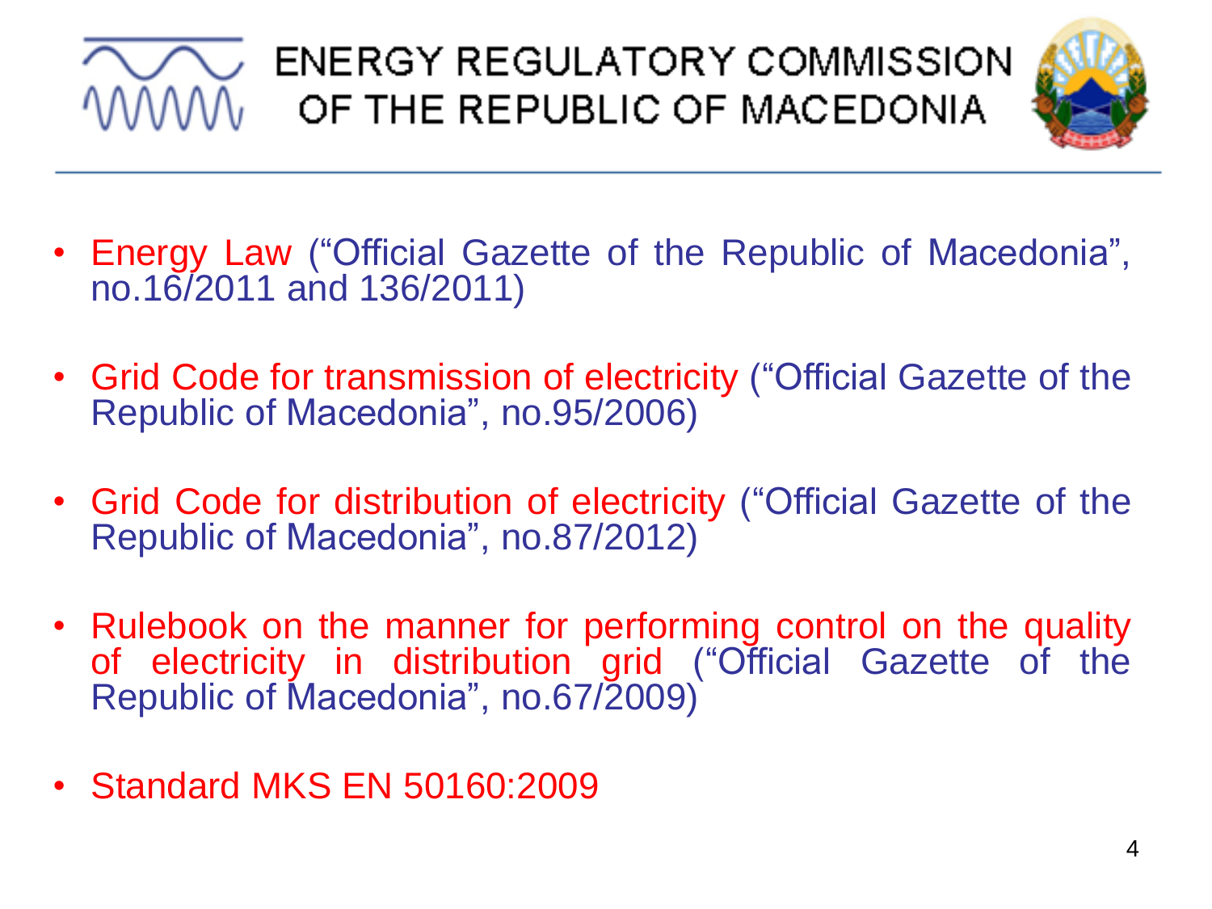# ENERGY REGULATORY COMMISSION OF THE REPUBLIC OF MACEDONIA

- Energy Law ("Official Gazette of the Republic of Macedonia", no.16/2011 and 136/2011)
- Grid Code for transmission of electricity ("Official Gazette of the Republic of Macedonia", no.95/2006)
- Grid Code for distribution of electricity ("Official Gazette of the Republic of Macedonia", no.87/2012)
- Rulebook on the manner for performing control on the quality of electricity in distribution grid ("Official Gazette of the Republic of Macedonia", no.67/2009)
- Standard MKS EN 50160:2009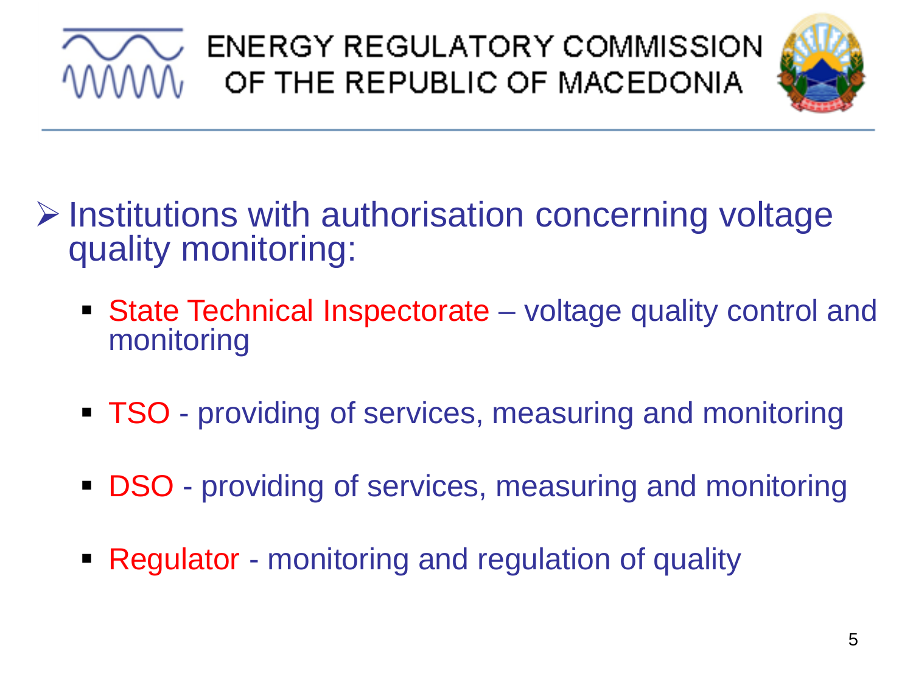- Institutions with authorisation concerning voltage quality monitoring:
  - State Technical Inspectorate – voltage quality control and monitoring
  - TSO - providing of services, measuring and monitoring
  - DSO - providing of services, measuring and monitoring
  - Regulator - monitoring and regulation of quality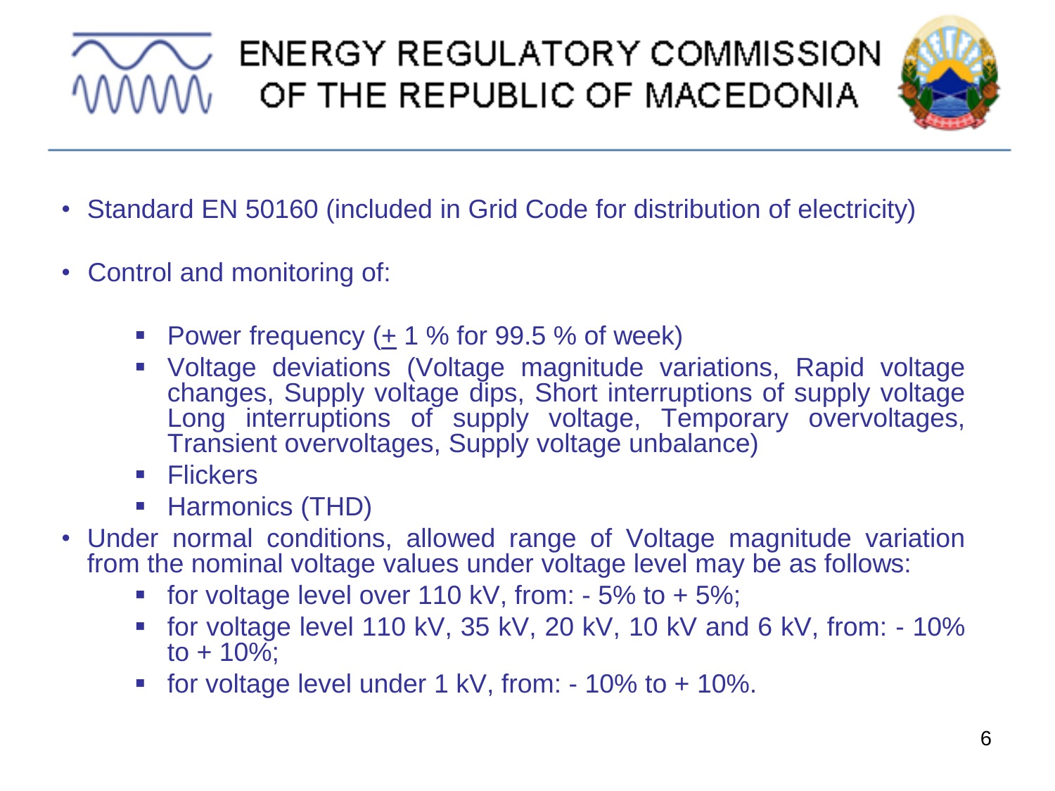- Standard EN 50160 (included in Grid Code for distribution of electricity)

- Control and monitoring of:

  - Power frequency (± 1 % for 99.5 % of week)
  - Voltage deviations (Voltage magnitude variations, Rapid voltage changes, Supply voltage dips, Short interruptions of supply voltage Long interruptions of supply voltage, Temporary overvoltages, Transient overvoltages, Supply voltage unbalance)
  - Flickers
  - Harmonics (THD)

- Under normal conditions, allowed range of Voltage magnitude variation from the nominal voltage values under voltage level may be as follows:
  - for voltage level over 110 kV, from: - 5% to + 5%;
  - for voltage level 110 kV, 35 kV, 20 kV, 10 kV and 6 kV, from: - 10% to + 10%;
  - for voltage level under 1 kV, from: - 10% to + 10%.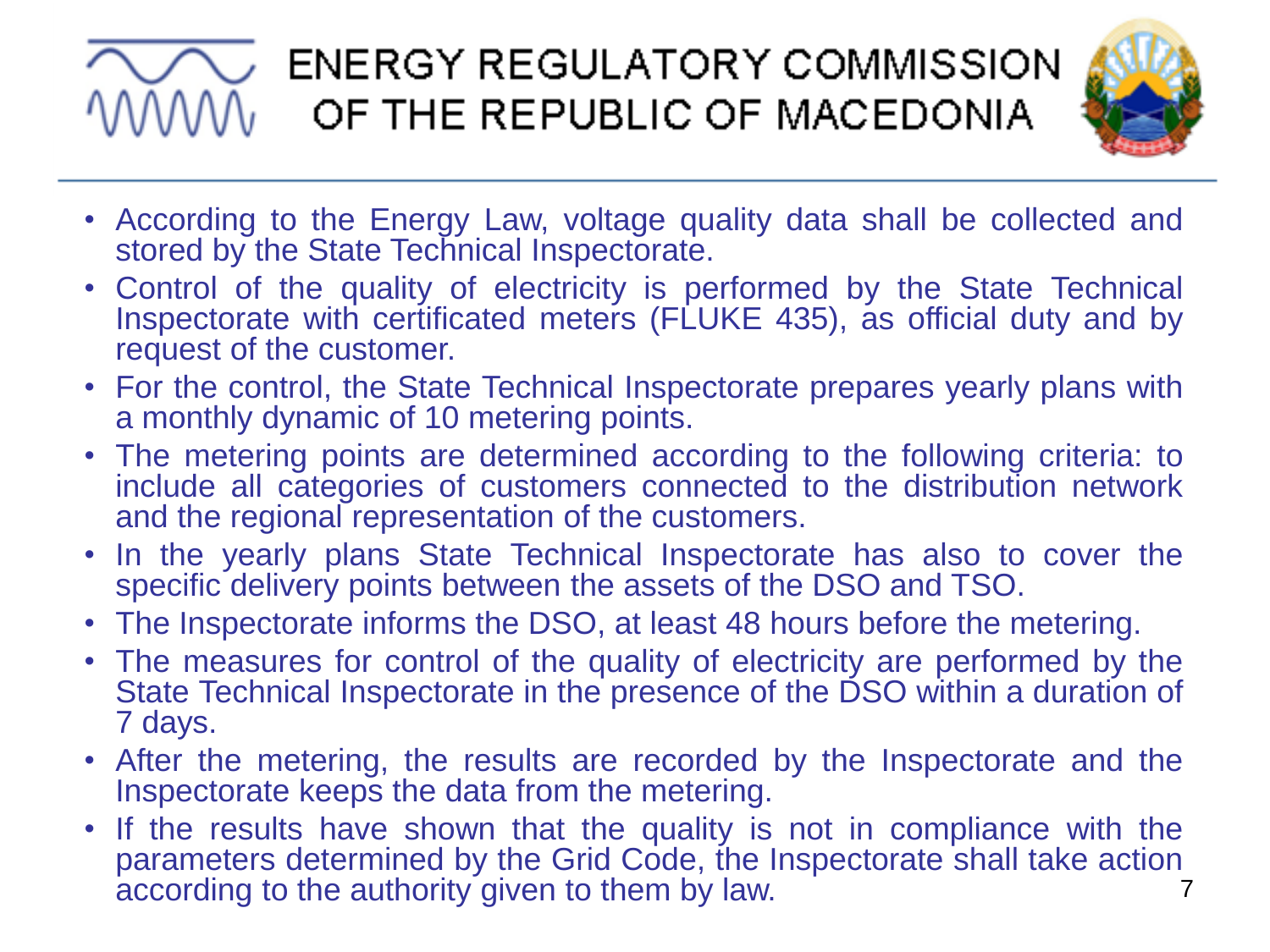- According to the Energy Law, voltage quality data shall be collected and stored by the State Technical Inspectorate.
- Control of the quality of electricity is performed by the State Technical Inspectorate with certificated meters (FLUKE 435), as official duty and by request of the customer.
- For the control, the State Technical Inspectorate prepares yearly plans with a monthly dynamic of 10 metering points.
- The metering points are determined according to the following criteria: to include all categories of customers connected to the distribution network and the regional representation of the customers.
- In the yearly plans State Technical Inspectorate has also to cover the specific delivery points between the assets of the DSO and TSO.
- The Inspectorate informs the DSO, at least 48 hours before the metering.
- The measures for control of the quality of electricity are performed by the State Technical Inspectorate in the presence of the DSO within a duration of 7 days.
- After the metering, the results are recorded by the Inspectorate and the Inspectorate keeps the data from the metering.
- If the results have shown that the quality is not in compliance with the parameters determined by the Grid Code, the Inspectorate shall take action according to the authority given to them by law.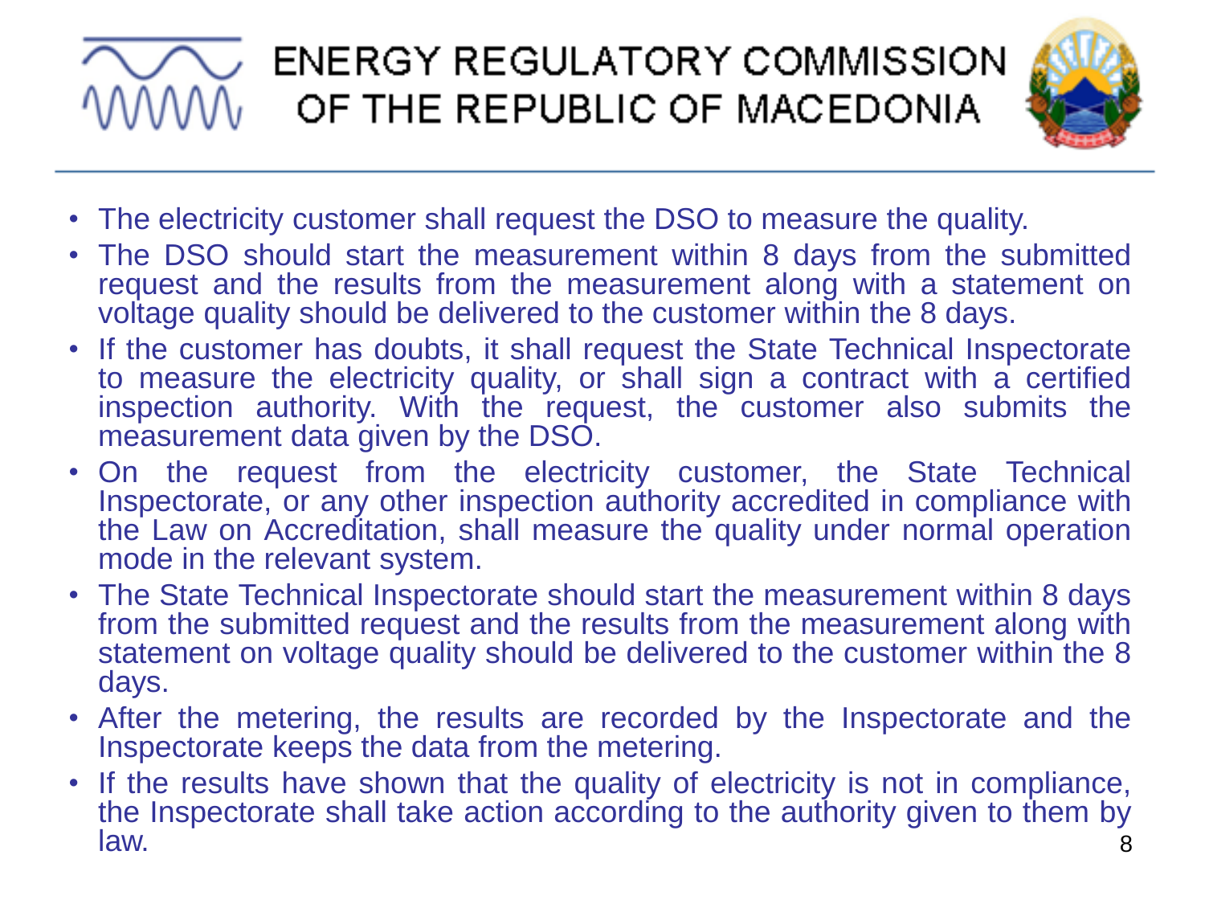- The electricity customer shall request the DSO to measure the quality.
- The DSO should start the measurement within 8 days from the submitted request and the results from the measurement along with a statement on voltage quality should be delivered to the customer within the 8 days.
- If the customer has doubts, it shall request the State Technical Inspectorate to measure the electricity quality, or shall sign a contract with a certified inspection authority. With the request, the customer also submits the measurement data given by the DSO.
- On the request from the electricity customer, the State Technical Inspectorate, or any other inspection authority accredited in compliance with the Law on Accreditation, shall measure the quality under normal operation mode in the relevant system.
- The State Technical Inspectorate should start the measurement within 8 days from the submitted request and the results from the measurement along with statement on voltage quality should be delivered to the customer within the 8 days.
- After the metering, the results are recorded by the Inspectorate and the Inspectorate keeps the data from the metering.
- If the results have shown that the quality of electricity is not in compliance, the Inspectorate shall take action according to the authority given to them by law.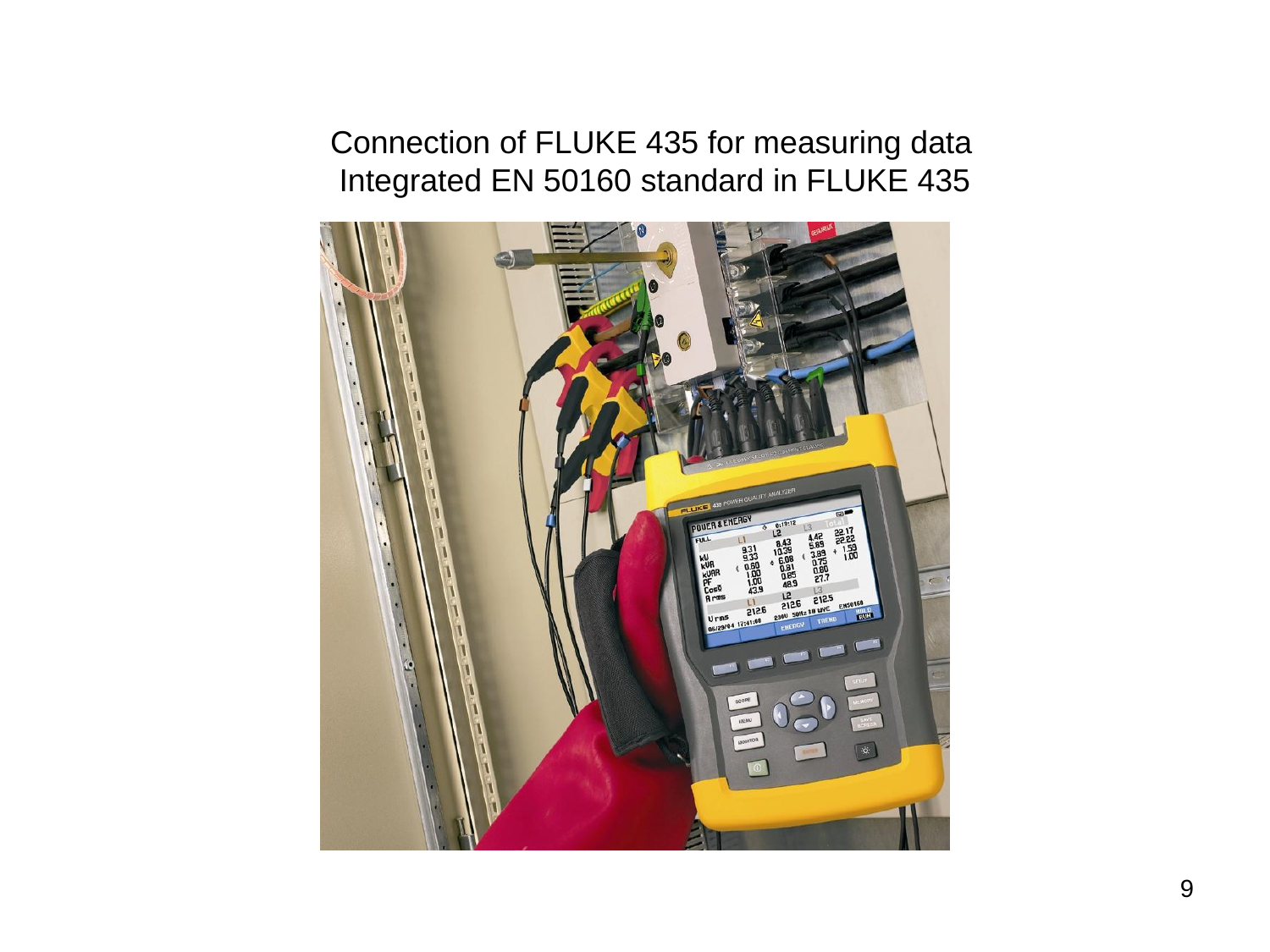Connection of FLUKE 435 for measuring data
Integrated EN 50160 standard in FLUKE 435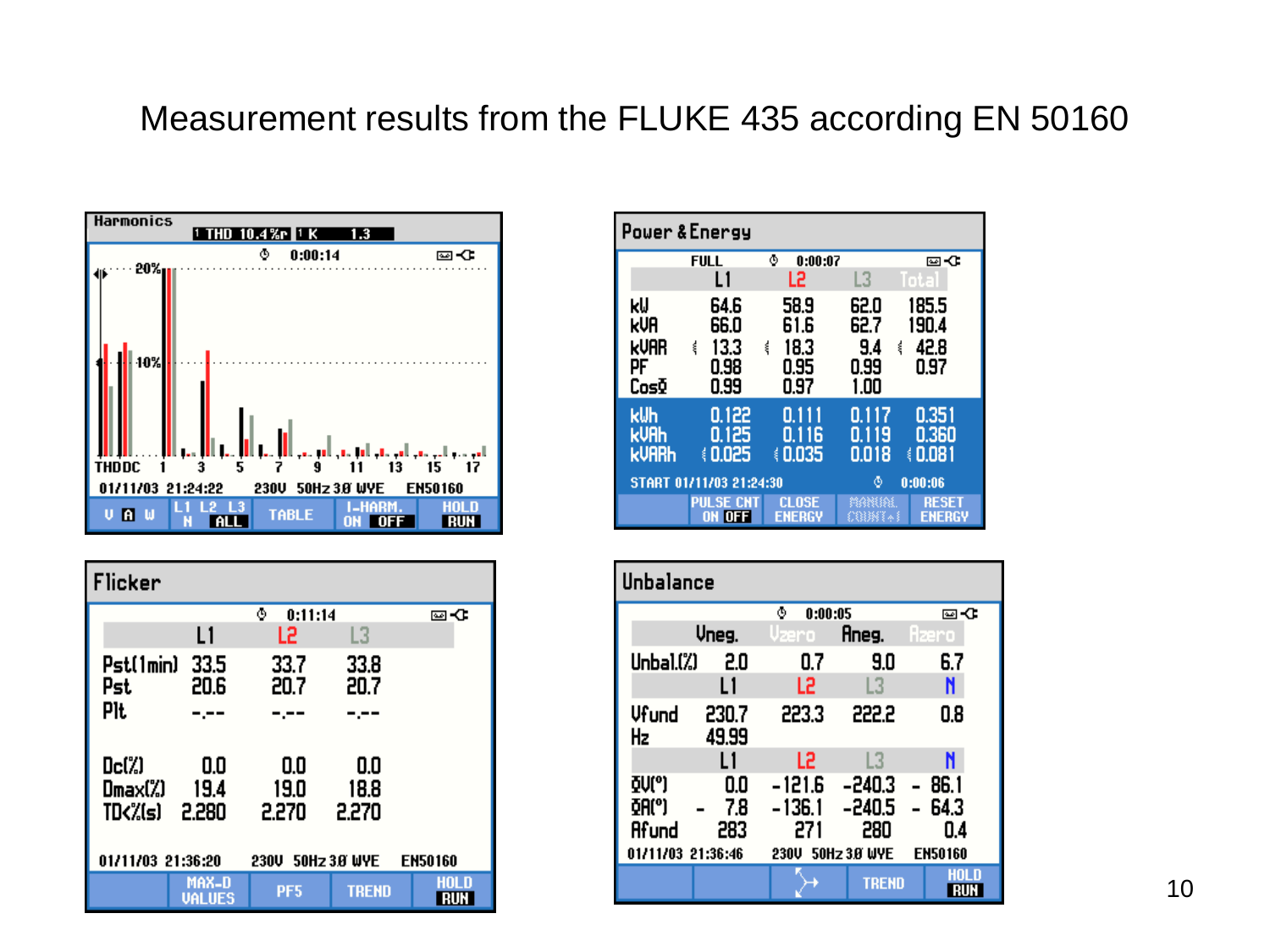# Measurement results from the FLUKE 435 according EN 50160

**Harmonics** — THD 10.4%r, K 1.3

0:00:14

01/11/03 21:24:22 230V 50Hz 3Ø WYE EN50160

**Power & Energy**

FULL 0:00:07

| | L1 | L2 | L3 | Total |
|---|---|---|---|---|
| kW | 64.6 | 58.9 | 62.0 | 185.5 |
| kVA | 66.0 | 61.6 | 62.7 | 190.4 |
| kVAR | 13.3 | 18.3 | 9.4 | 42.8 |
| PF | 0.98 | 0.95 | 0.99 | 0.97 |
| CosΦ | 0.99 | 0.97 | 1.00 | |
| kWh | 0.122 | 0.111 | 0.117 | 0.351 |
| kVAh | 0.125 | 0.116 | 0.119 | 0.360 |
| kVARh | 0.025 | 0.035 | 0.018 | 0.081 |

START 01/11/03 21:24:30 0:00:06

**Flicker**

0:11:14

| | L1 | L2 | L3 |
|---|---|---|---|
| Pst(1min) | 33.5 | 33.7 | 33.8 |
| Pst | 20.6 | 20.7 | 20.7 |
| Plt | -.-- | -.-- | -.-- |
| Dc(%) | 0.0 | 0.0 | 0.0 |
| Dmax(%) | 19.4 | 19.0 | 18.8 |
| TD<%(s) | 2.280 | 2.270 | 2.270 |

01/11/03 21:36:20 230V 50Hz 3Ø WYE EN50160

**Unbalance**

0:00:05

| | Vneg. | Vzero | Aneg. | Azero |
|---|---|---|---|---|
| Unbal.(%) | 2.0 | 0.7 | 9.0 | 6.7 |

| | L1 | L2 | L3 | N |
|---|---|---|---|---|
| Vfund | 230.7 | 223.3 | 222.2 | 0.8 |
| Hz | 49.99 | | | |
| ΦV(°) | 0.0 | -121.6 | -240.3 | -86.1 |
| ΦA(°) | -7.8 | -136.1 | -240.5 | -64.3 |
| Afund | 283 | 271 | 280 | 0.4 |

01/11/03 21:36:46 230V 50Hz 3Ø WYE EN50160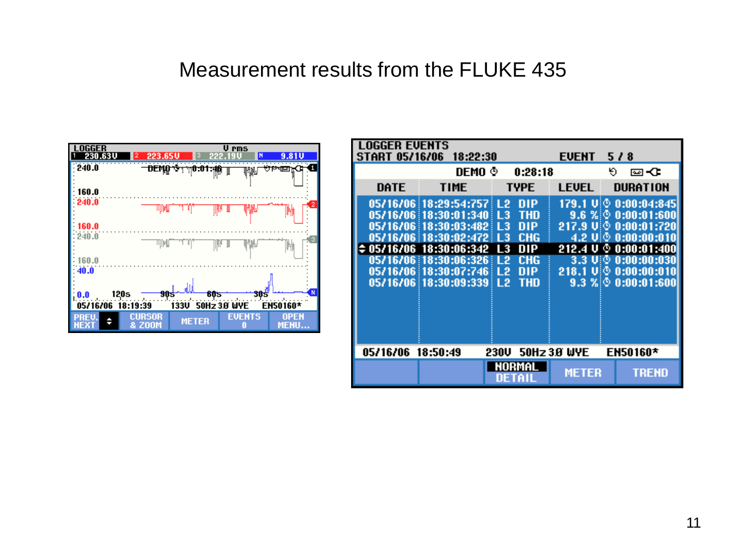# Measurement results from the FLUKE 435

LOGGER V rms

1 230.63V | 2 223.65V | 3 222.19V | N 9.81V

240.0 DEMO 0:01:46

160.0

240.0

160.0

240.0

160.0

40.0

0.0 120s 90s 60s 30s

05/16/06 18:19:39 133V 50Hz 3Ø WYE EN50160*

PREV. NEXT | CURSOR & ZOOM | METER | EVENTS 0 | OPEN MENU...

LOGGER EVENTS

START 05/16/06 18:22:30 EVENT 5 / 8

DEMO 0:28:18

| DATE | TIME | TYPE | LEVEL | DURATION |
| --- | --- | --- | --- | --- |
| 05/16/06 | 18:29:54:757 | L2 DIP | 179.1 V | 0:00:04:845 |
| 05/16/06 | 18:30:01:340 | L3 THD | 9.6 % | 0:00:01:600 |
| 05/16/06 | 18:30:03:482 | L3 DIP | 217.9 V | 0:00:01:720 |
| 05/16/06 | 18:30:02:472 | L3 CHG | 4.2 V | 0:00:00:010 |
| 05/16/06 | 18:30:06:342 | L3 DIP | 212.4 V | 0:00:01:400 |
| 05/16/06 | 18:30:06:326 | L2 CHG | 3.3 V | 0:00:00:030 |
| 05/16/06 | 18:30:07:746 | L2 DIP | 218.1 V | 0:00:00:010 |
| 05/16/06 | 18:30:09:339 | L2 THD | 9.3 % | 0:00:01:600 |

05/16/06 18:50:49 230V 50Hz 3Ø WYE EN50160*

NORMAL DETAIL | METER | TREND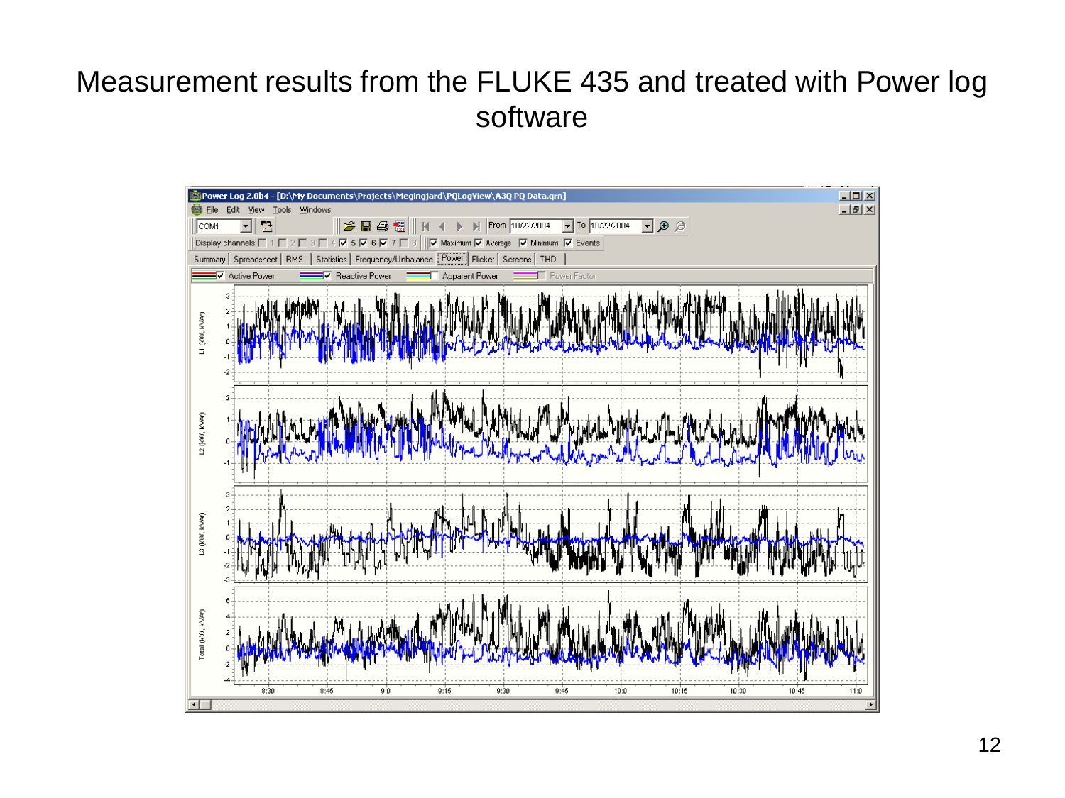# Measurement results from the FLUKE 435 and treated with Power log software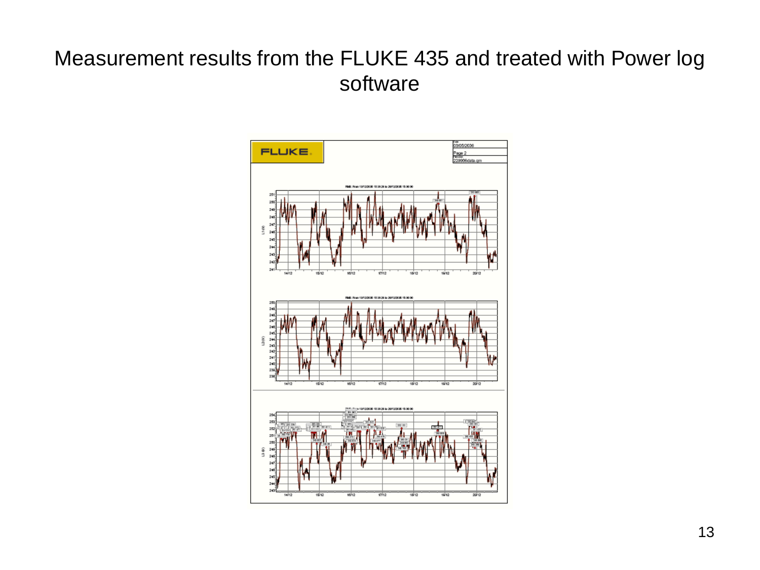# Measurement results from the FLUKE 435 and treated with Power log software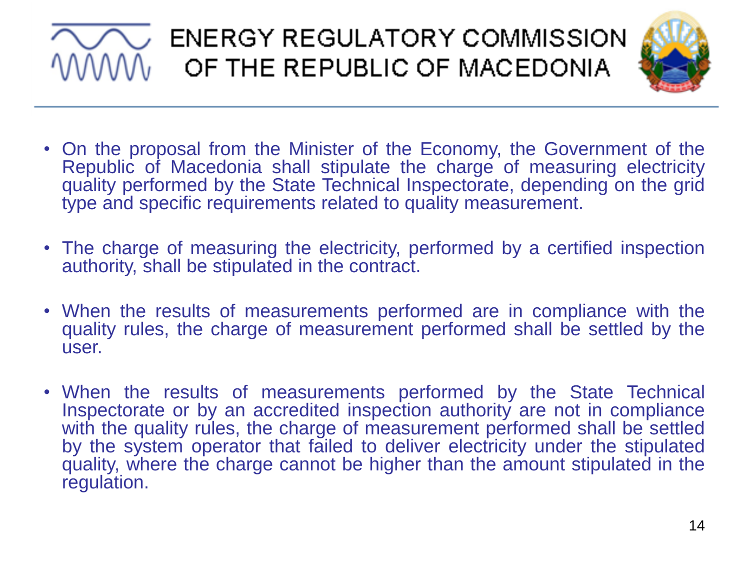- On the proposal from the Minister of the Economy, the Government of the Republic of Macedonia shall stipulate the charge of measuring electricity quality performed by the State Technical Inspectorate, depending on the grid type and specific requirements related to quality measurement.

- The charge of measuring the electricity, performed by a certified inspection authority, shall be stipulated in the contract.

- When the results of measurements performed are in compliance with the quality rules, the charge of measurement performed shall be settled by the user.

- When the results of measurements performed by the State Technical Inspectorate or by an accredited inspection authority are not in compliance with the quality rules, the charge of measurement performed shall be settled by the system operator that failed to deliver electricity under the stipulated quality, where the charge cannot be higher than the amount stipulated in the regulation.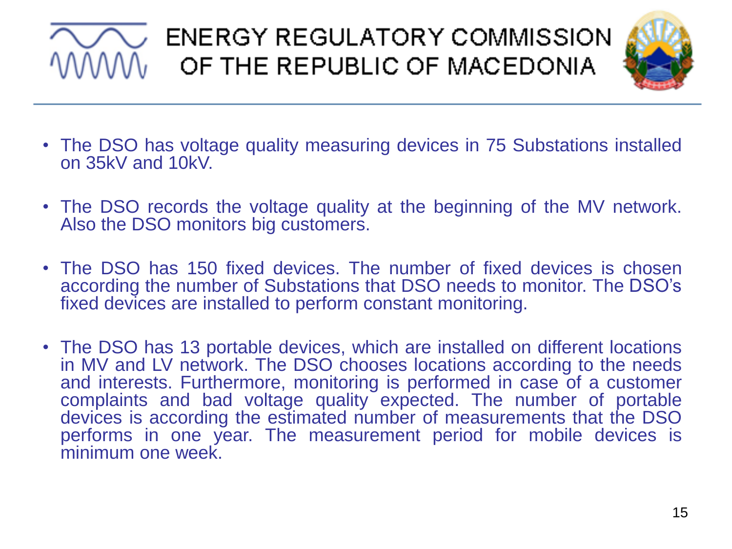- The DSO has voltage quality measuring devices in 75 Substations installed on 35kV and 10kV.

- The DSO records the voltage quality at the beginning of the MV network. Also the DSO monitors big customers.

- The DSO has 150 fixed devices. The number of fixed devices is chosen according the number of Substations that DSO needs to monitor. The DSO's fixed devices are installed to perform constant monitoring.

- The DSO has 13 portable devices, which are installed on different locations in MV and LV network. The DSO chooses locations according to the needs and interests. Furthermore, monitoring is performed in case of a customer complaints and bad voltage quality expected. The number of portable devices is according the estimated number of measurements that the DSO performs in one year. The measurement period for mobile devices is minimum one week.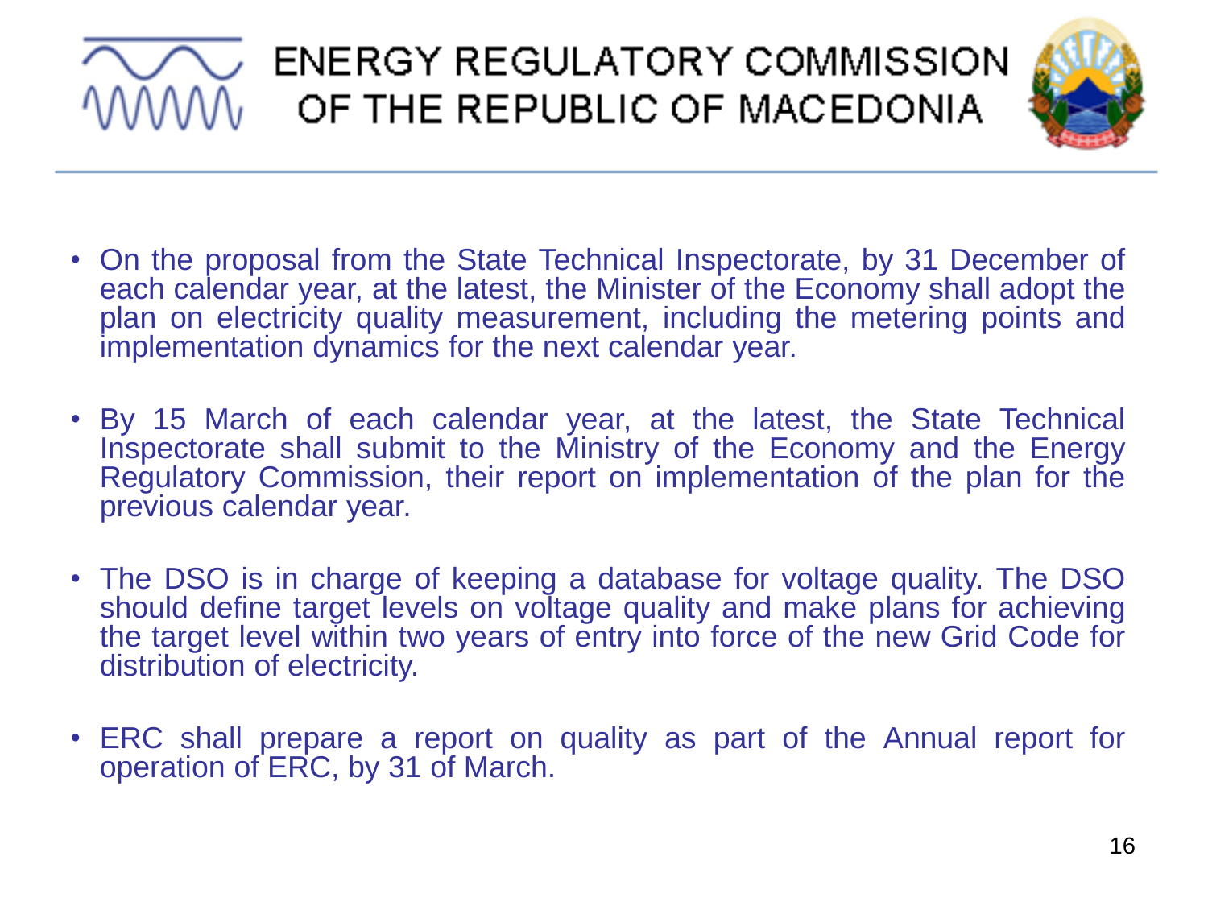- On the proposal from the State Technical Inspectorate, by 31 December of each calendar year, at the latest, the Minister of the Economy shall adopt the plan on electricity quality measurement, including the metering points and implementation dynamics for the next calendar year.

- By 15 March of each calendar year, at the latest, the State Technical Inspectorate shall submit to the Ministry of the Economy and the Energy Regulatory Commission, their report on implementation of the plan for the previous calendar year.

- The DSO is in charge of keeping a database for voltage quality. The DSO should define target levels on voltage quality and make plans for achieving the target level within two years of entry into force of the new Grid Code for distribution of electricity.

- ERC shall prepare a report on quality as part of the Annual report for operation of ERC, by 31 of March.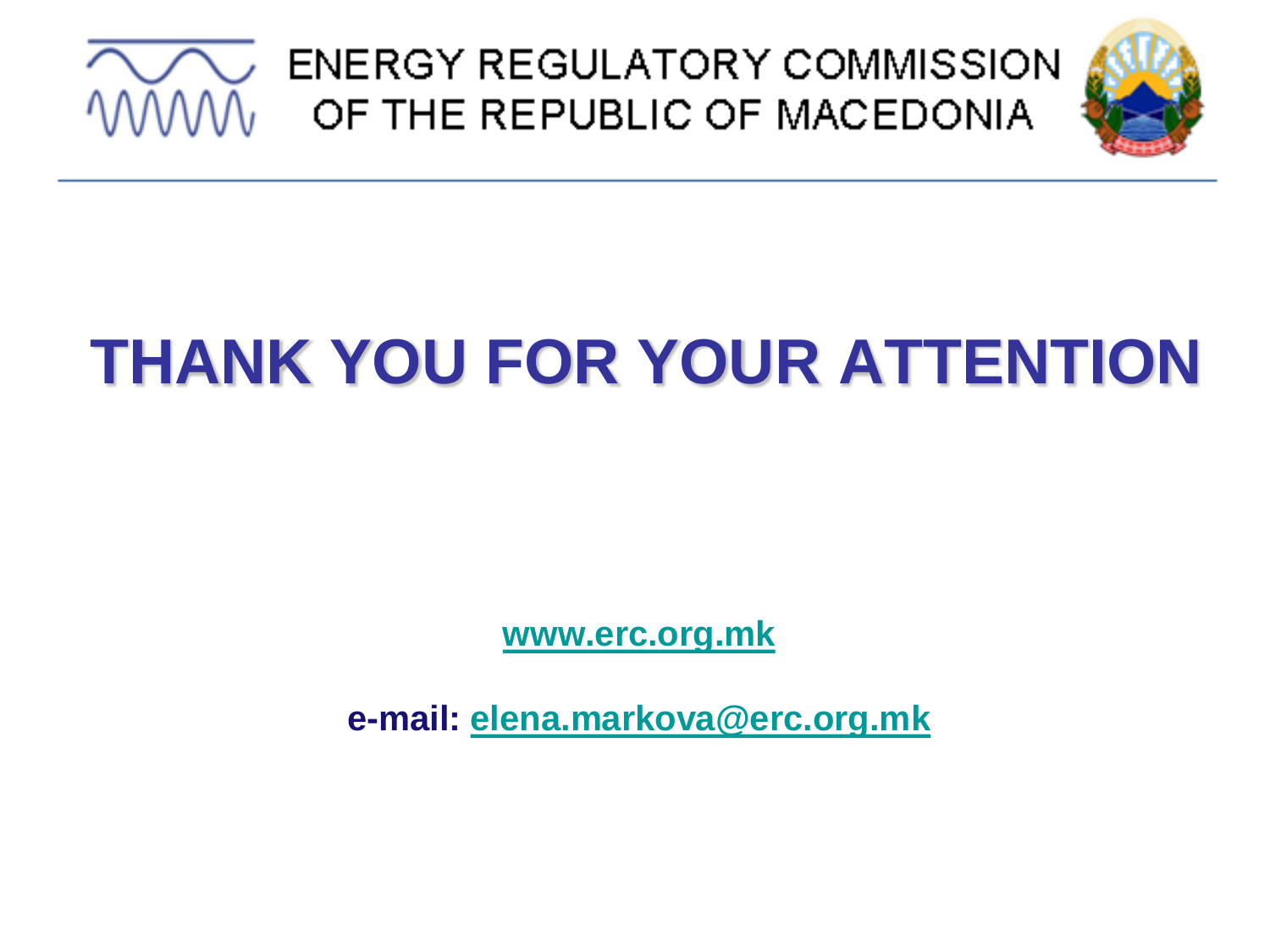ENERGY REGULATORY COMMISSION OF THE REPUBLIC OF MACEDONIA

# THANK YOU FOR YOUR ATTENTION

www.erc.org.mk

**e-mail:** elena.markova@erc.org.mk